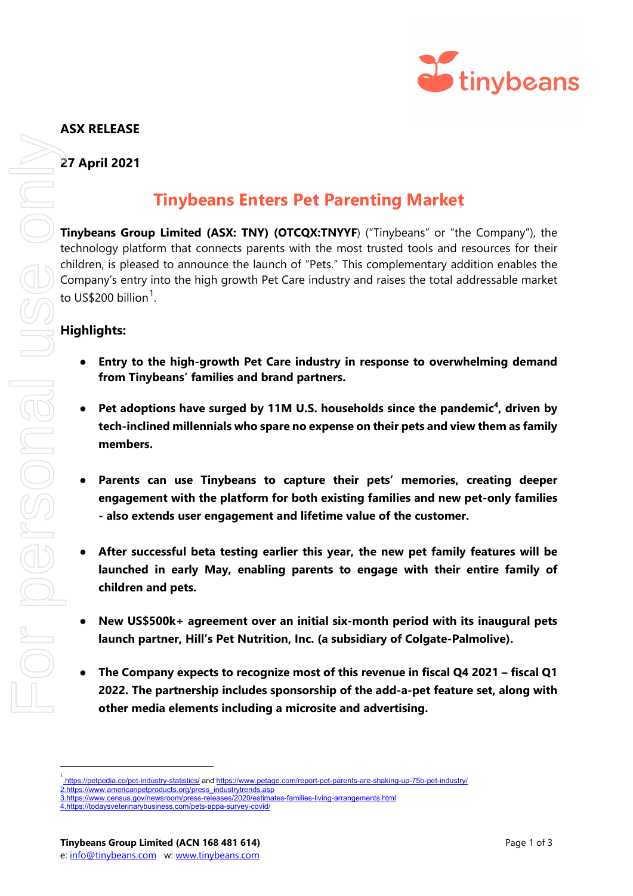**ASX RELEASE**

**27 April 2021**

# Tinybeans Enters Pet Parenting Market

**Tinybeans Group Limited (ASX: TNY) (OTCQX:TNYYF**) ("Tinybeans" or "the Company"), the technology platform that connects parents with the most trusted tools and resources for their children, is pleased to announce the launch of "Pets." This complementary addition enables the Company's entry into the high growth Pet Care industry and raises the total addressable market to US$200 billion[1].

## Highlights:

- **Entry to the high-growth Pet Care industry in response to overwhelming demand from Tinybeans' families and brand partners.**
- **Pet adoptions have surged by 11M U.S. households since the pandemic[4], driven by tech-inclined millennials who spare no expense on their pets and view them as family members.**
- **Parents can use Tinybeans to capture their pets' memories, creating deeper engagement with the platform for both existing families and new pet-only families - also extends user engagement and lifetime value of the customer.**
- **After successful beta testing earlier this year, the new pet family features will be launched in early May, enabling parents to engage with their entire family of children and pets.**
- **New US$500k+ agreement over an initial six-month period with its inaugural pets launch partner, Hill's Pet Nutrition, Inc. (a subsidiary of Colgate-Palmolive).**
- **The Company expects to recognize most of this revenue in fiscal Q4 2021 – fiscal Q1 2022. The partnership includes sponsorship of the add-a-pet feature set, along with other media elements including a microsite and advertising.**

---

[1] https://petpedia.co/pet-industry-statistics/ and https://www.petage.com/report-pet-parents-are-shaking-up-75b-pet-industry/
2. https://www.americanpetproducts.org/press_industrytrends.asp
3. https://www.census.gov/newsroom/press-releases/2020/estimates-families-living-arrangements.html
4. https://todaysveterinarybusiness.com/pets-appa-survey-covid/

**Tinybeans Group Limited (ACN 168 481 614)**
e: info@tinybeans.com w: www.tinybeans.com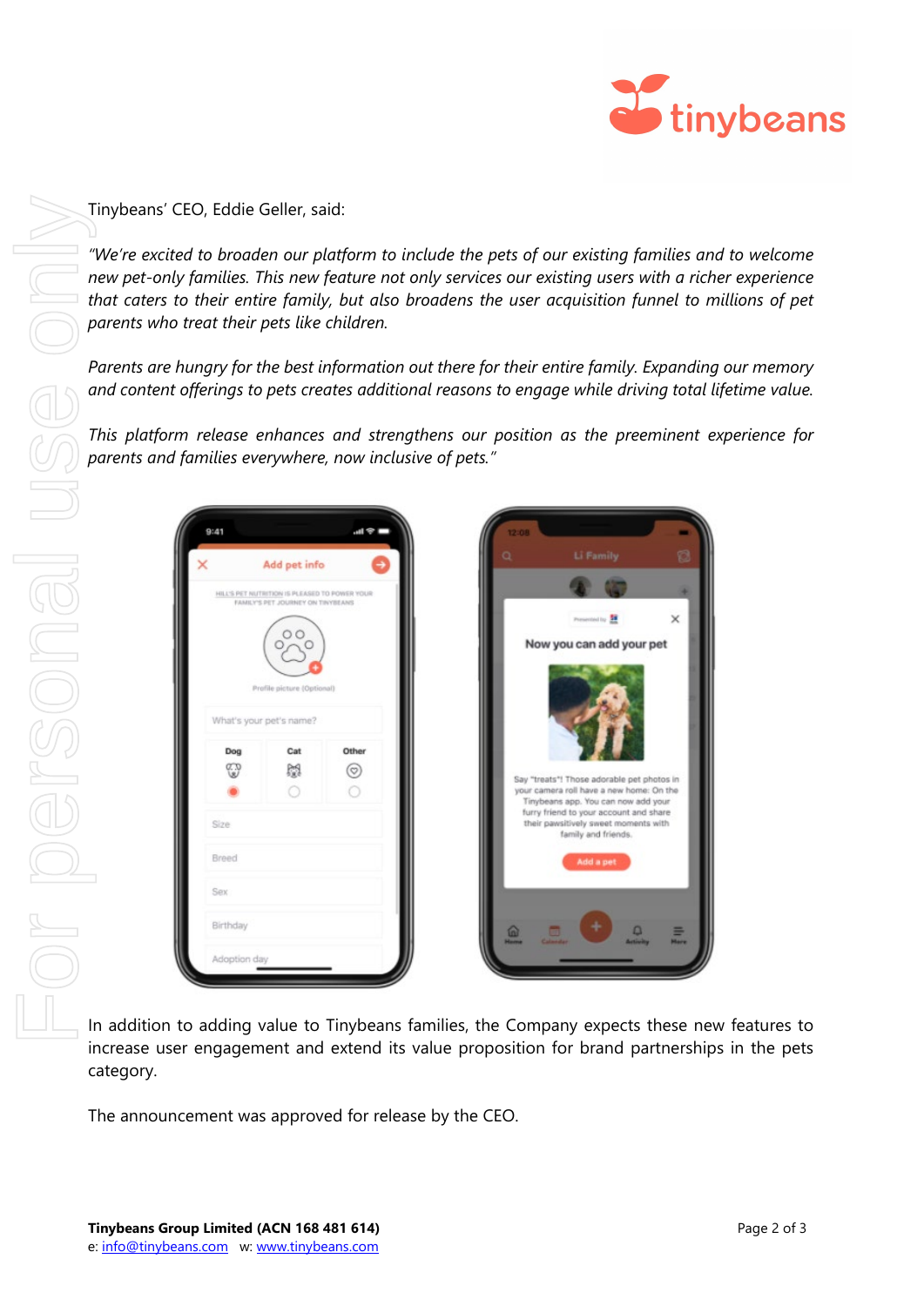Tinybeans' CEO, Eddie Geller, said:

*"We're excited to broaden our platform to include the pets of our existing families and to welcome new pet-only families. This new feature not only services our existing users with a richer experience that caters to their entire family, but also broadens the user acquisition funnel to millions of pet parents who treat their pets like children.*

*Parents are hungry for the best information out there for their entire family. Expanding our memory and content offerings to pets creates additional reasons to engage while driving total lifetime value.*

*This platform release enhances and strengthens our position as the preeminent experience for parents and families everywhere, now inclusive of pets."*

In addition to adding value to Tinybeans families, the Company expects these new features to increase user engagement and extend its value proposition for brand partnerships in the pets category.

The announcement was approved for release by the CEO.

**Tinybeans Group Limited (ACN 168 481 614)**
e: info@tinybeans.com w: www.tinybeans.com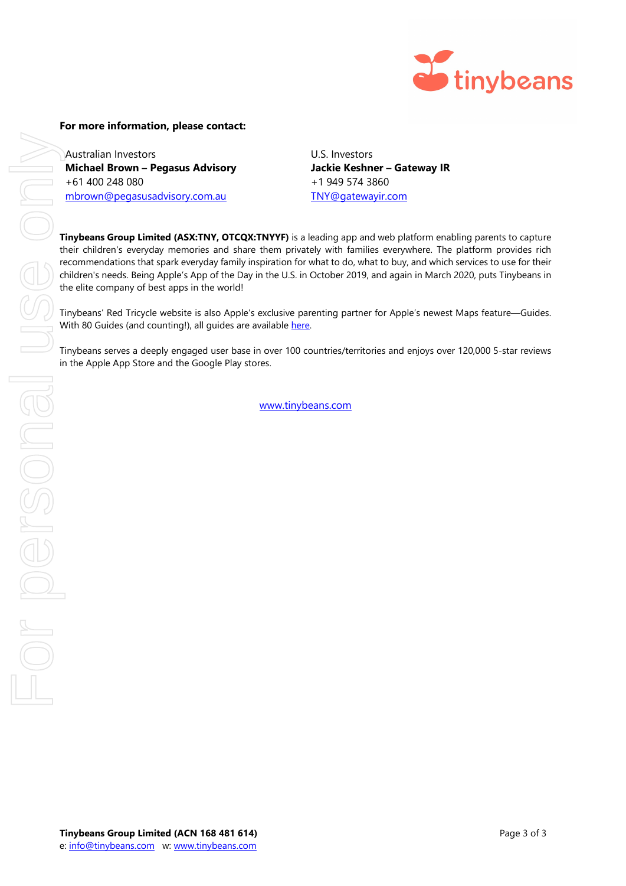**For more information, please contact:**

Australian Investors
**Michael Brown – Pegasus Advisory**
+61 400 248 080
mbrown@pegasusadvisory.com.au

U.S. Investors
**Jackie Keshner – Gateway IR**
+1 949 574 3860
TNY@gatewayir.com

**Tinybeans Group Limited (ASX:TNY, OTCQX:TNYYF)** is a leading app and web platform enabling parents to capture their children's everyday memories and share them privately with families everywhere. The platform provides rich recommendations that spark everyday family inspiration for what to do, what to buy, and which services to use for their children's needs. Being Apple's App of the Day in the U.S. in October 2019, and again in March 2020, puts Tinybeans in the elite company of best apps in the world!

Tinybeans' Red Tricycle website is also Apple's exclusive parenting partner for Apple's newest Maps feature—Guides. With 80 Guides (and counting!), all guides are available here.

Tinybeans serves a deeply engaged user base in over 100 countries/territories and enjoys over 120,000 5-star reviews in the Apple App Store and the Google Play stores.

www.tinybeans.com